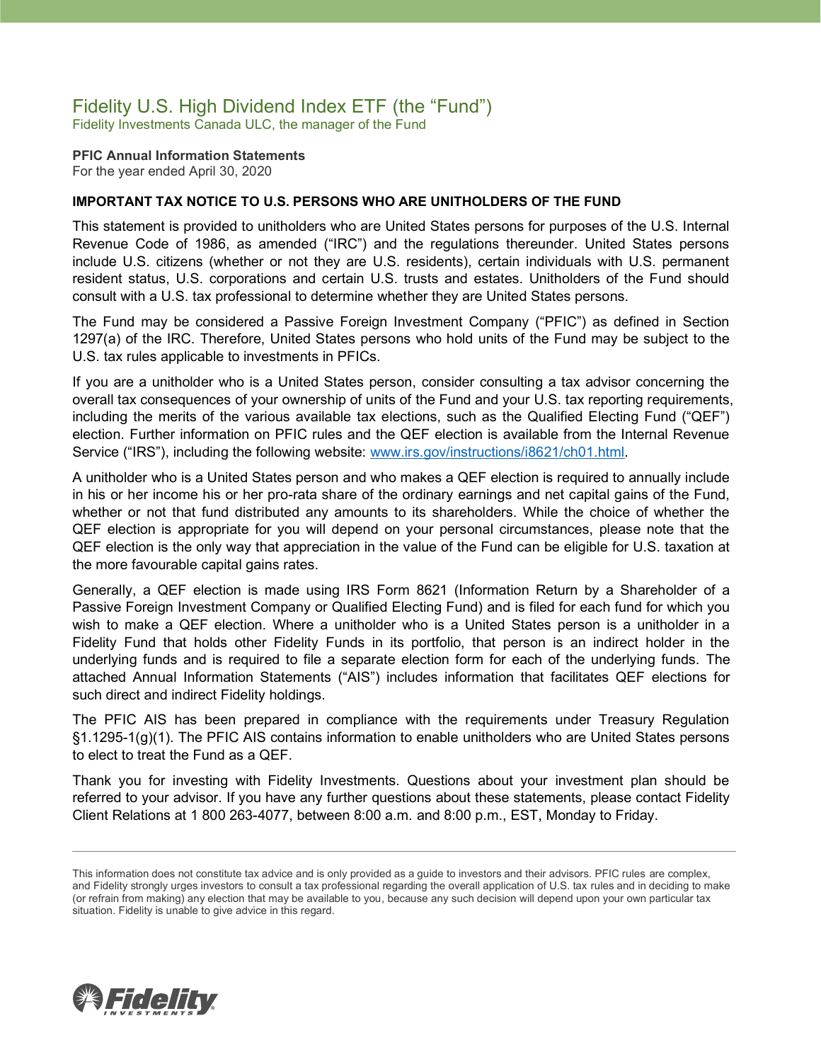# Fidelity U.S. High Dividend Index ETF (the "Fund")

Fidelity Investments Canada ULC, the manager of the Fund

**PFIC Annual Information Statements**

For the year ended April 30, 2020

**IMPORTANT TAX NOTICE TO U.S. PERSONS WHO ARE UNITHOLDERS OF THE FUND**

This statement is provided to unitholders who are United States persons for purposes of the U.S. Internal Revenue Code of 1986, as amended ("IRC") and the regulations thereunder. United States persons include U.S. citizens (whether or not they are U.S. residents), certain individuals with U.S. permanent resident status, U.S. corporations and certain U.S. trusts and estates. Unitholders of the Fund should consult with a U.S. tax professional to determine whether they are United States persons.

The Fund may be considered a Passive Foreign Investment Company ("PFIC") as defined in Section 1297(a) of the IRC. Therefore, United States persons who hold units of the Fund may be subject to the U.S. tax rules applicable to investments in PFICs.

If you are a unitholder who is a United States person, consider consulting a tax advisor concerning the overall tax consequences of your ownership of units of the Fund and your U.S. tax reporting requirements, including the merits of the various available tax elections, such as the Qualified Electing Fund ("QEF") election. Further information on PFIC rules and the QEF election is available from the Internal Revenue Service ("IRS"), including the following website: [www.irs.gov/instructions/i8621/ch01.html](www.irs.gov/instructions/i8621/ch01.html).

A unitholder who is a United States person and who makes a QEF election is required to annually include in his or her income his or her pro-rata share of the ordinary earnings and net capital gains of the Fund, whether or not that fund distributed any amounts to its shareholders. While the choice of whether the QEF election is appropriate for you will depend on your personal circumstances, please note that the QEF election is the only way that appreciation in the value of the Fund can be eligible for U.S. taxation at the more favourable capital gains rates.

Generally, a QEF election is made using IRS Form 8621 (Information Return by a Shareholder of a Passive Foreign Investment Company or Qualified Electing Fund) and is filed for each fund for which you wish to make a QEF election. Where a unitholder who is a United States person is a unitholder in a Fidelity Fund that holds other Fidelity Funds in its portfolio, that person is an indirect holder in the underlying funds and is required to file a separate election form for each of the underlying funds. The attached Annual Information Statements ("AIS") includes information that facilitates QEF elections for such direct and indirect Fidelity holdings.

The PFIC AIS has been prepared in compliance with the requirements under Treasury Regulation §1.1295-1(g)(1). The PFIC AIS contains information to enable unitholders who are United States persons to elect to treat the Fund as a QEF.

Thank you for investing with Fidelity Investments. Questions about your investment plan should be referred to your advisor. If you have any further questions about these statements, please contact Fidelity Client Relations at 1 800 263-4077, between 8:00 a.m. and 8:00 p.m., EST, Monday to Friday.

---

This information does not constitute tax advice and is only provided as a guide to investors and their advisors. PFIC rules are complex, and Fidelity strongly urges investors to consult a tax professional regarding the overall application of U.S. tax rules and in deciding to make (or refrain from making) any election that may be available to you, because any such decision will depend upon your own particular tax situation. Fidelity is unable to give advice in this regard.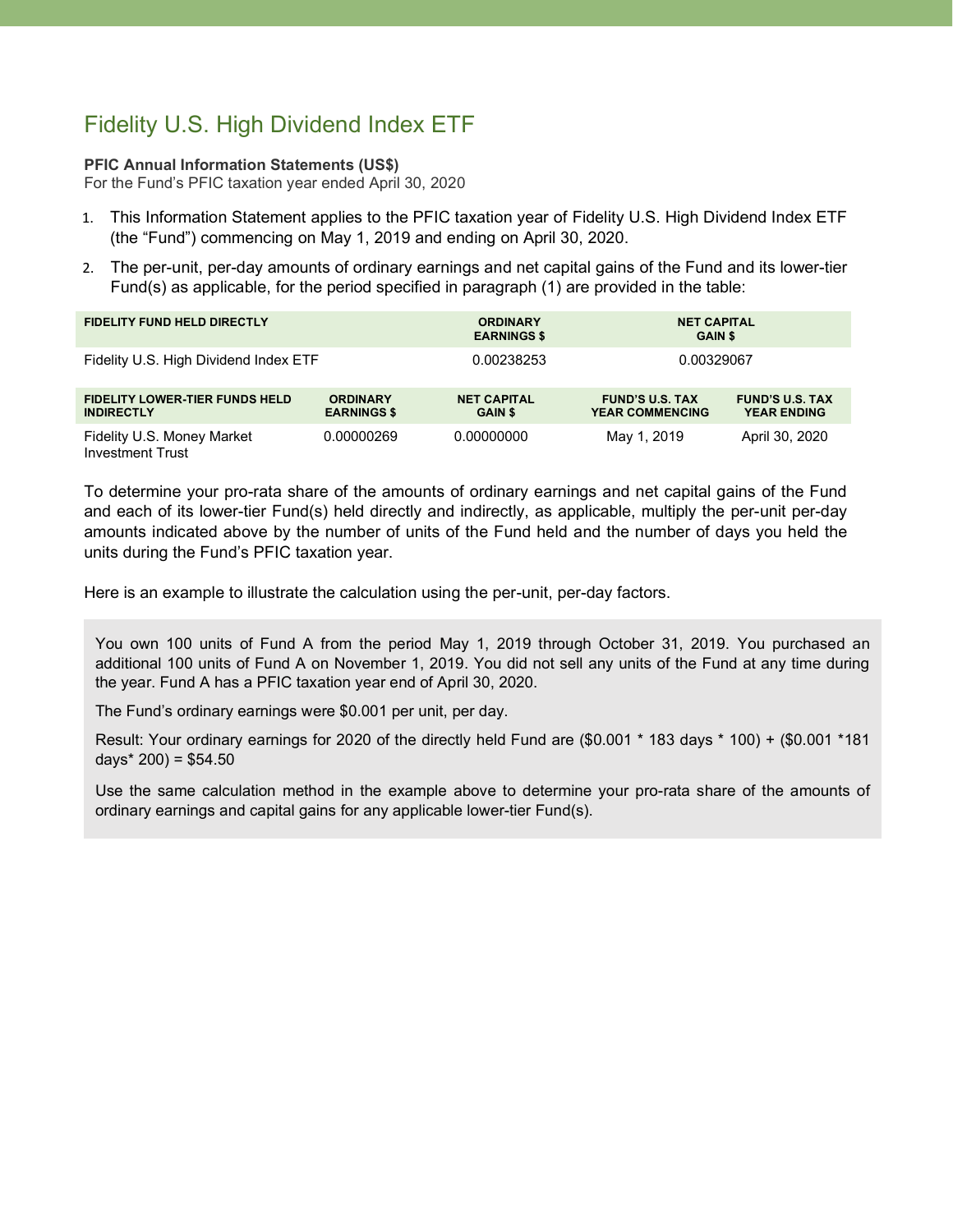# Fidelity U.S. High Dividend Index ETF

**PFIC Annual Information Statements (US$)**
For the Fund's PFIC taxation year ended April 30, 2020

1. This Information Statement applies to the PFIC taxation year of Fidelity U.S. High Dividend Index ETF (the "Fund") commencing on May 1, 2019 and ending on April 30, 2020.
2. The per-unit, per-day amounts of ordinary earnings and net capital gains of the Fund and its lower-tier Fund(s) as applicable, for the period specified in paragraph (1) are provided in the table:

| FIDELITY FUND HELD DIRECTLY | ORDINARY EARNINGS $ | NET CAPITAL GAIN $ |
|---|---|---|
| Fidelity U.S. High Dividend Index ETF | 0.00238253 | 0.00329067 |

| FIDELITY LOWER-TIER FUNDS HELD INDIRECTLY | ORDINARY EARNINGS $ | NET CAPITAL GAIN $ | FUND'S U.S. TAX YEAR COMMENCING | FUND'S U.S. TAX YEAR ENDING |
|---|---|---|---|---|
| Fidelity U.S. Money Market Investment Trust | 0.00000269 | 0.00000000 | May 1, 2019 | April 30, 2020 |

To determine your pro-rata share of the amounts of ordinary earnings and net capital gains of the Fund and each of its lower-tier Fund(s) held directly and indirectly, as applicable, multiply the per-unit per-day amounts indicated above by the number of units of the Fund held and the number of days you held the units during the Fund's PFIC taxation year.

Here is an example to illustrate the calculation using the per-unit, per-day factors.

> You own 100 units of Fund A from the period May 1, 2019 through October 31, 2019. You purchased an additional 100 units of Fund A on November 1, 2019. You did not sell any units of the Fund at any time during the year. Fund A has a PFIC taxation year end of April 30, 2020.
>
> The Fund's ordinary earnings were $0.001 per unit, per day.
>
> Result: Your ordinary earnings for 2020 of the directly held Fund are ($0.001 * 183 days * 100) + ($0.001 *181 days* 200) = $54.50
>
> Use the same calculation method in the example above to determine your pro-rata share of the amounts of ordinary earnings and capital gains for any applicable lower-tier Fund(s).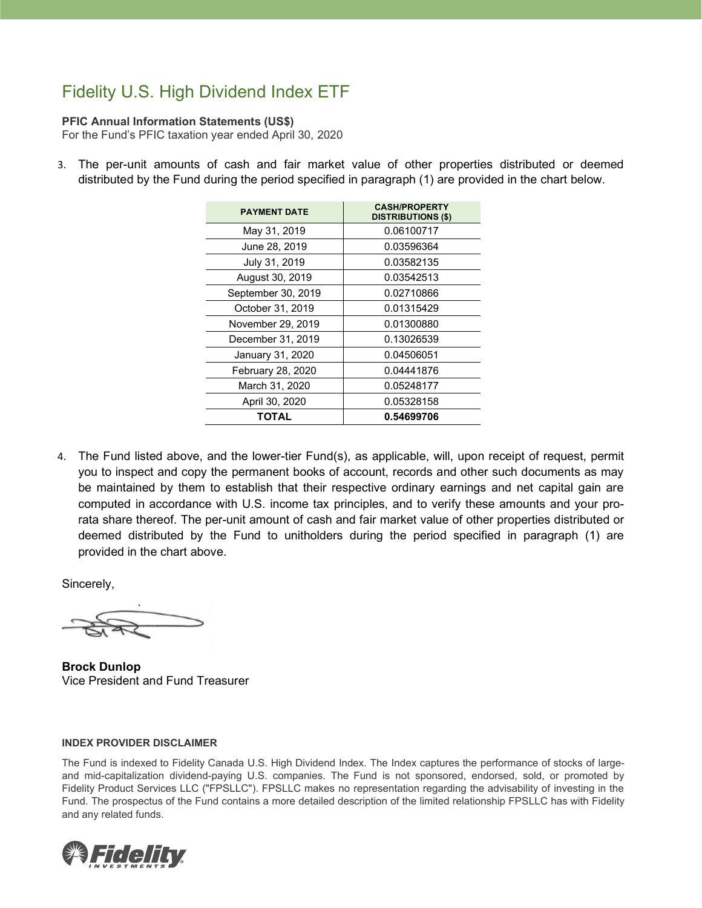# Fidelity U.S. High Dividend Index ETF

**PFIC Annual Information Statements (US$)**
For the Fund's PFIC taxation year ended April 30, 2020

3. The per-unit amounts of cash and fair market value of other properties distributed or deemed distributed by the Fund during the period specified in paragraph (1) are provided in the chart below.

| PAYMENT DATE | CASH/PROPERTY DISTRIBUTIONS ($) |
|---|---|
| May 31, 2019 | 0.06100717 |
| June 28, 2019 | 0.03596364 |
| July 31, 2019 | 0.03582135 |
| August 30, 2019 | 0.03542513 |
| September 30, 2019 | 0.02710866 |
| October 31, 2019 | 0.01315429 |
| November 29, 2019 | 0.01300880 |
| December 31, 2019 | 0.13026539 |
| January 31, 2020 | 0.04506051 |
| February 28, 2020 | 0.04441876 |
| March 31, 2020 | 0.05248177 |
| April 30, 2020 | 0.05328158 |
| **TOTAL** | **0.54699706** |

4. The Fund listed above, and the lower-tier Fund(s), as applicable, will, upon receipt of request, permit you to inspect and copy the permanent books of account, records and other such documents as may be maintained by them to establish that their respective ordinary earnings and net capital gain are computed in accordance with U.S. income tax principles, and to verify these amounts and your pro-rata share thereof. The per-unit amount of cash and fair market value of other properties distributed or deemed distributed by the Fund to unitholders during the period specified in paragraph (1) are provided in the chart above.

Sincerely,

**Brock Dunlop**
Vice President and Fund Treasurer

**INDEX PROVIDER DISCLAIMER**

The Fund is indexed to Fidelity Canada U.S. High Dividend Index. The Index captures the performance of stocks of large- and mid-capitalization dividend-paying U.S. companies. The Fund is not sponsored, endorsed, sold, or promoted by Fidelity Product Services LLC ("FPSLLC"). FPSLLC makes no representation regarding the advisability of investing in the Fund. The prospectus of the Fund contains a more detailed description of the limited relationship FPSLLC has with Fidelity and any related funds.

Fidelity INVESTMENTS